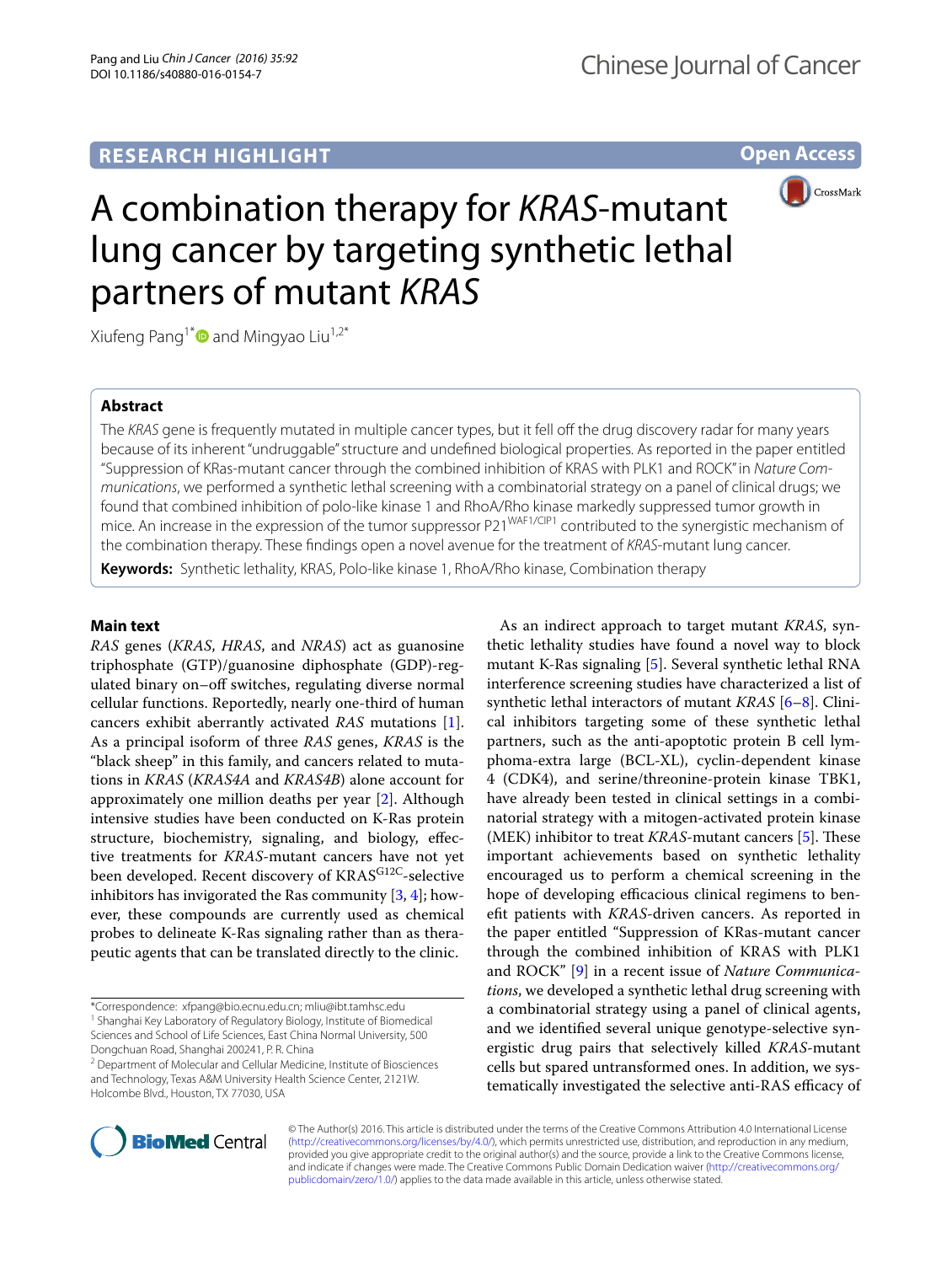RESEARCH HIGHLIGHT

Open Access

# A combination therapy for *KRAS*-mutant lung cancer by targeting synthetic lethal partners of mutant *KRAS*

Xiufeng Pang[1*] and Mingyao Liu[1,2*]

## Abstract

The *KRAS* gene is frequently mutated in multiple cancer types, but it fell off the drug discovery radar for many years because of its inherent "undruggable" structure and undefined biological properties. As reported in the paper entitled "Suppression of KRas-mutant cancer through the combined inhibition of KRAS with PLK1 and ROCK" in *Nature Communications*, we performed a synthetic lethal screening with a combinatorial strategy on a panel of clinical drugs; we found that combined inhibition of polo-like kinase 1 and RhoA/Rho kinase markedly suppressed tumor growth in mice. An increase in the expression of the tumor suppressor $P21^{WAF1/CIP1}$ contributed to the synergistic mechanism of the combination therapy. These findings open a novel avenue for the treatment of *KRAS*-mutant lung cancer.

**Keywords:** Synthetic lethality, KRAS, Polo-like kinase 1, RhoA/Rho kinase, Combination therapy

## Main text

*RAS* genes (*KRAS*, *HRAS*, and *NRAS*) act as guanosine triphosphate (GTP)/guanosine diphosphate (GDP)-regulated binary on–off switches, regulating diverse normal cellular functions. Reportedly, nearly one-third of human cancers exhibit aberrantly activated *RAS* mutations [1]. As a principal isoform of three *RAS* genes, *KRAS* is the "black sheep" in this family, and cancers related to mutations in *KRAS* (*KRAS4A* and *KRAS4B*) alone account for approximately one million deaths per year [2]. Although intensive studies have been conducted on K-Ras protein structure, biochemistry, signaling, and biology, effective treatments for *KRAS*-mutant cancers have not yet been developed. Recent discovery of $KRAS^{G12C}$-selective inhibitors has invigorated the Ras community [3, 4]; however, these compounds are currently used as chemical probes to delineate K-Ras signaling rather than as therapeutic agents that can be translated directly to the clinic.

As an indirect approach to target mutant *KRAS*, synthetic lethality studies have found a novel way to block mutant K-Ras signaling [5]. Several synthetic lethal RNA interference screening studies have characterized a list of synthetic lethal interactors of mutant *KRAS* [6–8]. Clinical inhibitors targeting some of these synthetic lethal partners, such as the anti-apoptotic protein B cell lymphoma-extra large (BCL-XL), cyclin-dependent kinase 4 (CDK4), and serine/threonine-protein kinase TBK1, have already been tested in clinical settings in a combinatorial strategy with a mitogen-activated protein kinase (MEK) inhibitor to treat *KRAS*-mutant cancers [5]. These important achievements based on synthetic lethality encouraged us to perform a chemical screening in the hope of developing efficacious clinical regimens to benefit patients with *KRAS*-driven cancers. As reported in the paper entitled "Suppression of KRas-mutant cancer through the combined inhibition of KRAS with PLK1 and ROCK" [9] in a recent issue of *Nature Communications*, we developed a synthetic lethal drug screening with a combinatorial strategy using a panel of clinical agents, and we identified several unique genotype-selective synergistic drug pairs that selectively killed *KRAS*-mutant cells but spared untransformed ones. In addition, we systematically investigated the selective anti-RAS efficacy of

*Correspondence: xfpang@bio.ecnu.edu.cn; mliu@ibt.tamhsc.edu
[1] Shanghai Key Laboratory of Regulatory Biology, Institute of Biomedical Sciences and School of Life Sciences, East China Normal University, 500 Dongchuan Road, Shanghai 200241, P. R. China
[2] Department of Molecular and Cellular Medicine, Institute of Biosciences and Technology, Texas A&M University Health Science Center, 2121W. Holcombe Blvd., Houston, TX 77030, USA

© The Author(s) 2016. This article is distributed under the terms of the Creative Commons Attribution 4.0 International License (http://creativecommons.org/licenses/by/4.0/), which permits unrestricted use, distribution, and reproduction in any medium, provided you give appropriate credit to the original author(s) and the source, provide a link to the Creative Commons license, and indicate if changes were made. The Creative Commons Public Domain Dedication waiver (http://creativecommons.org/publicdomain/zero/1.0/) applies to the data made available in this article, unless otherwise stated.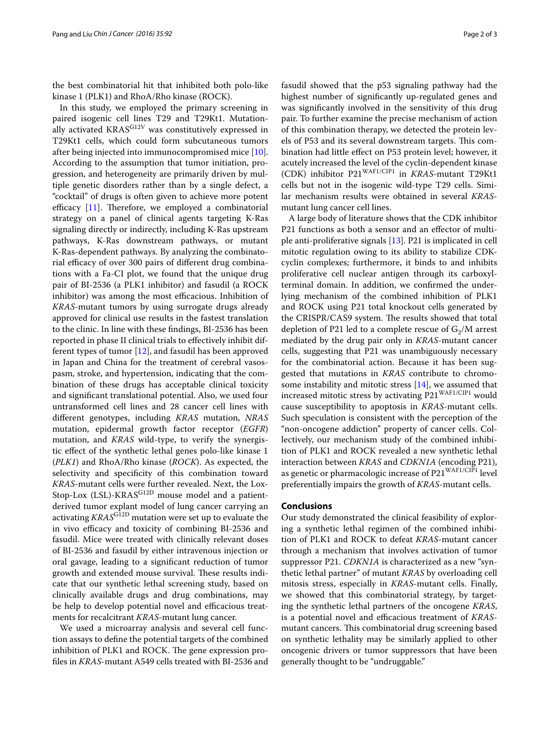the best combinatorial hit that inhibited both polo-like kinase 1 (PLK1) and RhoA/Rho kinase (ROCK).

In this study, we employed the primary screening in paired isogenic cell lines T29 and T29Kt1. Mutationally activated KRAS$^{G12V}$ was constitutively expressed in T29Kt1 cells, which could form subcutaneous tumors after being injected into immunocompromised mice [10]. According to the assumption that tumor initiation, progression, and heterogeneity are primarily driven by multiple genetic disorders rather than by a single defect, a "cocktail" of drugs is often given to achieve more potent efficacy [11]. Therefore, we employed a combinatorial strategy on a panel of clinical agents targeting K-Ras signaling directly or indirectly, including K-Ras upstream pathways, K-Ras downstream pathways, or mutant K-Ras-dependent pathways. By analyzing the combinatorial efficacy of over 300 pairs of different drug combinations with a Fa-CI plot, we found that the unique drug pair of BI-2536 (a PLK1 inhibitor) and fasudil (a ROCK inhibitor) was among the most efficacious. Inhibition of *KRAS*-mutant tumors by using surrogate drugs already approved for clinical use results in the fastest translation to the clinic. In line with these findings, BI-2536 has been reported in phase II clinical trials to effectively inhibit different types of tumor [12], and fasudil has been approved in Japan and China for the treatment of cerebral vasospasm, stroke, and hypertension, indicating that the combination of these drugs has acceptable clinical toxicity and significant translational potential. Also, we used four untransformed cell lines and 28 cancer cell lines with different genotypes, including *KRAS* mutation, *NRAS* mutation, epidermal growth factor receptor (*EGFR*) mutation, and *KRAS* wild-type, to verify the synergistic effect of the synthetic lethal genes polo-like kinase 1 (*PLK1*) and RhoA/Rho kinase (*ROCK*). As expected, the selectivity and specificity of this combination toward *KRAS*-mutant cells were further revealed. Next, the Lox-Stop-Lox (LSL)-KRAS$^{G12D}$ mouse model and a patient-derived tumor explant model of lung cancer carrying an activating *KRAS*$^{G12D}$ mutation were set up to evaluate the in vivo efficacy and toxicity of combining BI-2536 and fasudil. Mice were treated with clinically relevant doses of BI-2536 and fasudil by either intravenous injection or oral gavage, leading to a significant reduction of tumor growth and extended mouse survival. These results indicate that our synthetic lethal screening study, based on clinically available drugs and drug combinations, may be help to develop potential novel and efficacious treatments for recalcitrant *KRAS*-mutant lung cancer.

We used a microarray analysis and several cell function assays to define the potential targets of the combined inhibition of PLK1 and ROCK. The gene expression profiles in *KRAS*-mutant A549 cells treated with BI-2536 and fasudil showed that the p53 signaling pathway had the highest number of significantly up-regulated genes and was significantly involved in the sensitivity of this drug pair. To further examine the precise mechanism of action of this combination therapy, we detected the protein levels of P53 and its several downstream targets. This combination had little effect on P53 protein level; however, it acutely increased the level of the cyclin-dependent kinase (CDK) inhibitor P21$^{WAF1/CIP1}$ in *KRAS*-mutant T29Kt1 cells but not in the isogenic wild-type T29 cells. Similar mechanism results were obtained in several *KRAS*-mutant lung cancer cell lines.

A large body of literature shows that the CDK inhibitor P21 functions as both a sensor and an effector of multiple anti-proliferative signals [13]. P21 is implicated in cell mitotic regulation owing to its ability to stabilize CDK-cyclin complexes; furthermore, it binds to and inhibits proliferative cell nuclear antigen through its carboxyl-terminal domain. In addition, we confirmed the underlying mechanism of the combined inhibition of PLK1 and ROCK using P21 total knockout cells generated by the CRISPR/CAS9 system. The results showed that total depletion of P21 led to a complete rescue of $G_2$/M arrest mediated by the drug pair only in *KRAS*-mutant cancer cells, suggesting that P21 was unambiguously necessary for the combinatorial action. Because it has been suggested that mutations in *KRAS* contribute to chromosome instability and mitotic stress [14], we assumed that increased mitotic stress by activating P21$^{WAF1/CIP1}$ would cause susceptibility to apoptosis in *KRAS*-mutant cells. Such speculation is consistent with the perception of the "non-oncogene addiction" property of cancer cells. Collectively, our mechanism study of the combined inhibition of PLK1 and ROCK revealed a new synthetic lethal interaction between *KRAS* and *CDKN1A* (encoding P21), as genetic or pharmacologic increase of P21$^{WAF1/CIP1}$ level preferentially impairs the growth of *KRAS*-mutant cells.

## Conclusions

Our study demonstrated the clinical feasibility of exploring a synthetic lethal regimen of the combined inhibition of PLK1 and ROCK to defeat *KRAS*-mutant cancer through a mechanism that involves activation of tumor suppressor P21. *CDKN1A* is characterized as a new "synthetic lethal partner" of mutant *KRAS* by overloading cell mitosis stress, especially in *KRAS*-mutant cells. Finally, we showed that this combinatorial strategy, by targeting the synthetic lethal partners of the oncogene *KRAS*, is a potential novel and efficacious treatment of *KRAS*-mutant cancers. This combinatorial drug screening based on synthetic lethality may be similarly applied to other oncogenic drivers or tumor suppressors that have been generally thought to be "undruggable."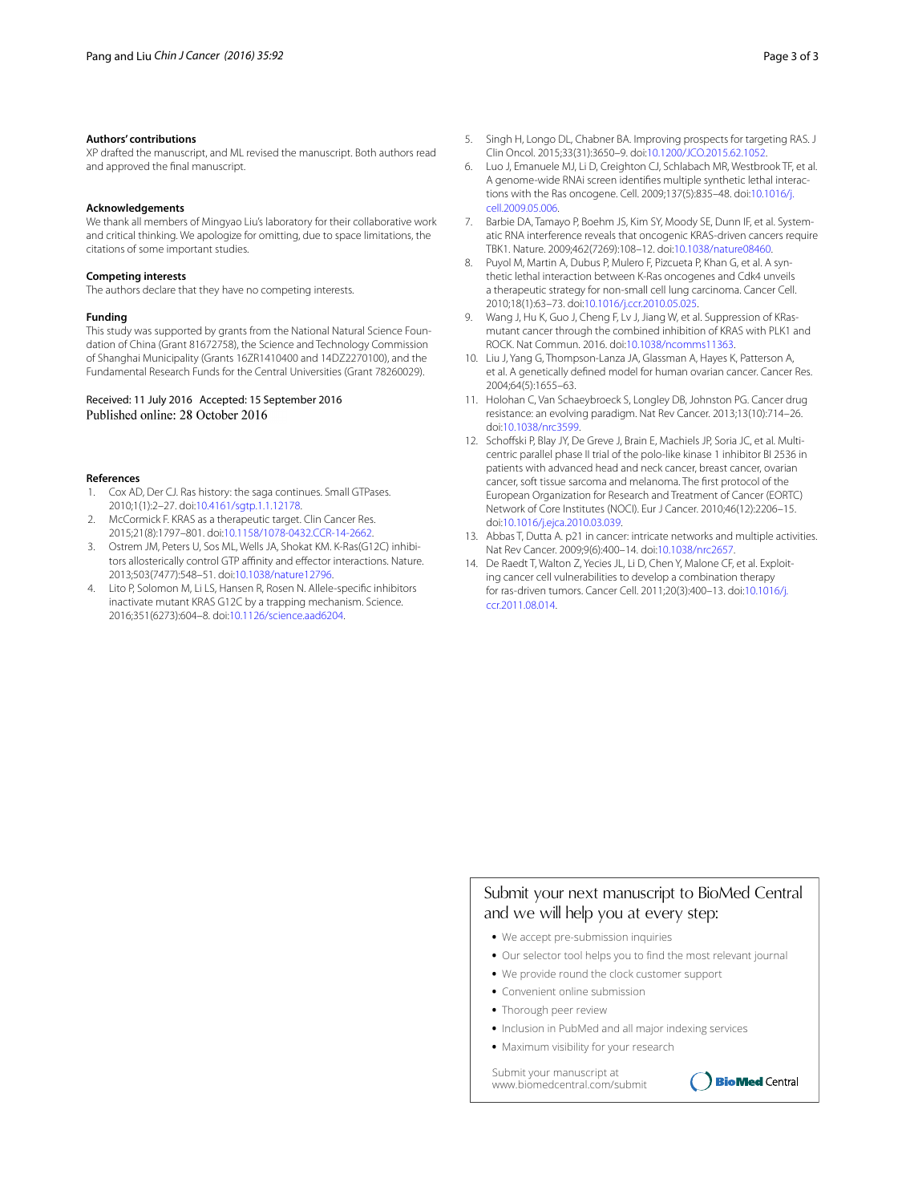### Authors' contributions

XP drafted the manuscript, and ML revised the manuscript. Both authors read and approved the final manuscript.

### Acknowledgements

We thank all members of Mingyao Liu's laboratory for their collaborative work and critical thinking. We apologize for omitting, due to space limitations, the citations of some important studies.

### Competing interests

The authors declare that they have no competing interests.

### Funding

This study was supported by grants from the National Natural Science Foundation of China (Grant 81672758), the Science and Technology Commission of Shanghai Municipality (Grants 16ZR1410400 and 14DZ2270100), and the Fundamental Research Funds for the Central Universities (Grant 78260029).

Received: 11 July 2016 Accepted: 15 September 2016
Published online: 28 October 2016

### References

1. Cox AD, Der CJ. Ras history: the saga continues. Small GTPases. 2010;1(1):2–27. doi:10.4161/sgtp.1.1.12178.
2. McCormick F. KRAS as a therapeutic target. Clin Cancer Res. 2015;21(8):1797–801. doi:10.1158/1078-0432.CCR-14-2662.
3. Ostrem JM, Peters U, Sos ML, Wells JA, Shokat KM. K-Ras(G12C) inhibitors allosterically control GTP affinity and effector interactions. Nature. 2013;503(7477):548–51. doi:10.1038/nature12796.
4. Lito P, Solomon M, Li LS, Hansen R, Rosen N. Allele-specific inhibitors inactivate mutant KRAS G12C by a trapping mechanism. Science. 2016;351(6273):604–8. doi:10.1126/science.aad6204.
5. Singh H, Longo DL, Chabner BA. Improving prospects for targeting RAS. J Clin Oncol. 2015;33(31):3650–9. doi:10.1200/JCO.2015.62.1052.
6. Luo J, Emanuele MJ, Li D, Creighton CJ, Schlabach MR, Westbrook TF, et al. A genome-wide RNAi screen identifies multiple synthetic lethal interactions with the Ras oncogene. Cell. 2009;137(5):835–48. doi:10.1016/j.cell.2009.05.006.
7. Barbie DA, Tamayo P, Boehm JS, Kim SY, Moody SE, Dunn IF, et al. Systematic RNA interference reveals that oncogenic KRAS-driven cancers require TBK1. Nature. 2009;462(7269):108–12. doi:10.1038/nature08460.
8. Puyol M, Martin A, Dubus P, Mulero F, Pizcueta P, Khan G, et al. A synthetic lethal interaction between K-Ras oncogenes and Cdk4 unveils a therapeutic strategy for non-small cell lung carcinoma. Cancer Cell. 2010;18(1):63–73. doi:10.1016/j.ccr.2010.05.025.
9. Wang J, Hu K, Guo J, Cheng F, Lv J, Jiang W, et al. Suppression of KRas-mutant cancer through the combined inhibition of KRAS with PLK1 and ROCK. Nat Commun. 2016. doi:10.1038/ncomms11363.
10. Liu J, Yang G, Thompson-Lanza JA, Glassman A, Hayes K, Patterson A, et al. A genetically defined model for human ovarian cancer. Cancer Res. 2004;64(5):1655–63.
11. Holohan C, Van Schaeybroeck S, Longley DB, Johnston PG. Cancer drug resistance: an evolving paradigm. Nat Rev Cancer. 2013;13(10):714–26. doi:10.1038/nrc3599.
12. Schoffski P, Blay JY, De Greve J, Brain E, Machiels JP, Soria JC, et al. Multicentric parallel phase II trial of the polo-like kinase 1 inhibitor BI 2536 in patients with advanced head and neck cancer, breast cancer, ovarian cancer, soft tissue sarcoma and melanoma. The first protocol of the European Organization for Research and Treatment of Cancer (EORTC) Network of Core Institutes (NOCI). Eur J Cancer. 2010;46(12):2206–15. doi:10.1016/j.ejca.2010.03.039.
13. Abbas T, Dutta A. p21 in cancer: intricate networks and multiple activities. Nat Rev Cancer. 2009;9(6):400–14. doi:10.1038/nrc2657.
14. De Raedt T, Walton Z, Yecies JL, Li D, Chen Y, Malone CF, et al. Exploiting cancer cell vulnerabilities to develop a combination therapy for ras-driven tumors. Cancer Cell. 2011;20(3):400–13. doi:10.1016/j.ccr.2011.08.014.

Submit your next manuscript to BioMed Central and we will help you at every step:

- We accept pre-submission inquiries
- Our selector tool helps you to find the most relevant journal
- We provide round the clock customer support
- Convenient online submission
- Thorough peer review
- Inclusion in PubMed and all major indexing services
- Maximum visibility for your research

Submit your manuscript at www.biomedcentral.com/submit

BioMed Central